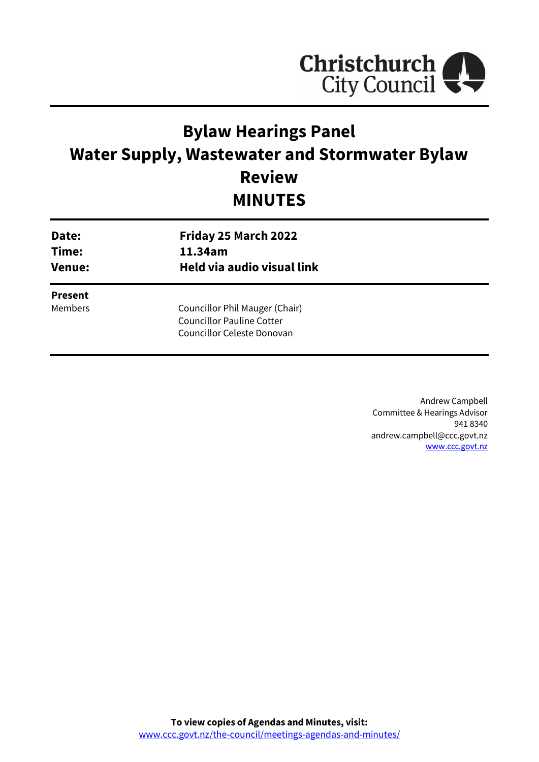# Bylaw Hearings Panel
# Water Supply, Wastewater and Stormwater Bylaw Review
# MINUTES

| | |
|---|---|
| **Date:** | **Friday 25 March 2022** |
| **Time:** | **11.34am** |
| **Venue:** | **Held via audio visual link** |

**Present**

Members

Councillor Phil Mauger (Chair)
Councillor Pauline Cotter
Councillor Celeste Donovan

Andrew Campbell
Committee & Hearings Advisor
941 8340
andrew.campbell@ccc.govt.nz
www.ccc.govt.nz

**To view copies of Agendas and Minutes, visit:**
www.ccc.govt.nz/the-council/meetings-agendas-and-minutes/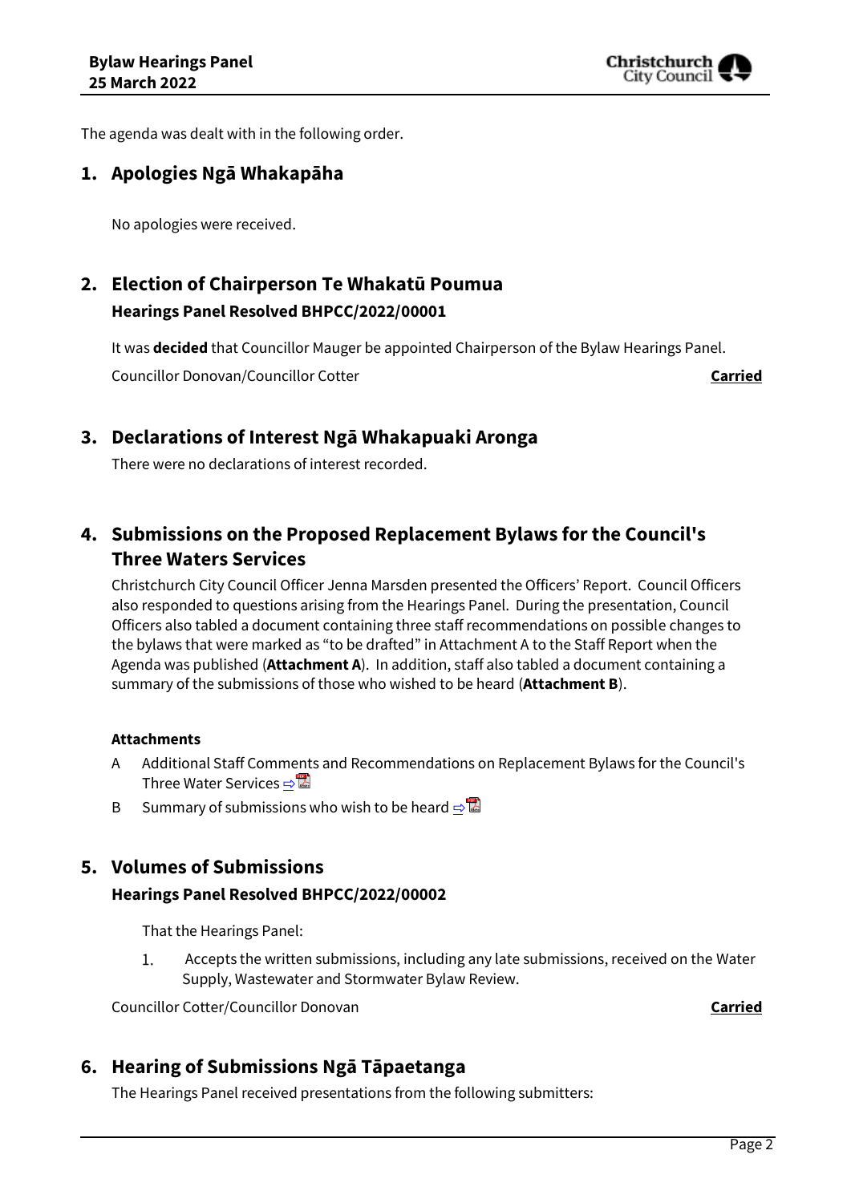The agenda was dealt with in the following order.

## 1. Apologies Ngā Whakapāha

No apologies were received.

## 2. Election of Chairperson Te Whakatū Poumua

### Hearings Panel Resolved BHPCC/2022/00001

It was **decided** that Councillor Mauger be appointed Chairperson of the Bylaw Hearings Panel.

Councillor Donovan/Councillor Cotter **Carried**

## 3. Declarations of Interest Ngā Whakapuaki Aronga

There were no declarations of interest recorded.

## 4. Submissions on the Proposed Replacement Bylaws for the Council's Three Waters Services

Christchurch City Council Officer Jenna Marsden presented the Officers' Report. Council Officers also responded to questions arising from the Hearings Panel. During the presentation, Council Officers also tabled a document containing three staff recommendations on possible changes to the bylaws that were marked as "to be drafted" in Attachment A to the Staff Report when the Agenda was published (**Attachment A**). In addition, staff also tabled a document containing a summary of the submissions of those who wished to be heard (**Attachment B**).

**Attachments**

- A Additional Staff Comments and Recommendations on Replacement Bylaws for the Council's Three Water Services
- B Summary of submissions who wish to be heard

## 5. Volumes of Submissions

### Hearings Panel Resolved BHPCC/2022/00002

That the Hearings Panel:

1. Accepts the written submissions, including any late submissions, received on the Water Supply, Wastewater and Stormwater Bylaw Review.

Councillor Cotter/Councillor Donovan **Carried**

## 6. Hearing of Submissions Ngā Tāpaetanga

The Hearings Panel received presentations from the following submitters: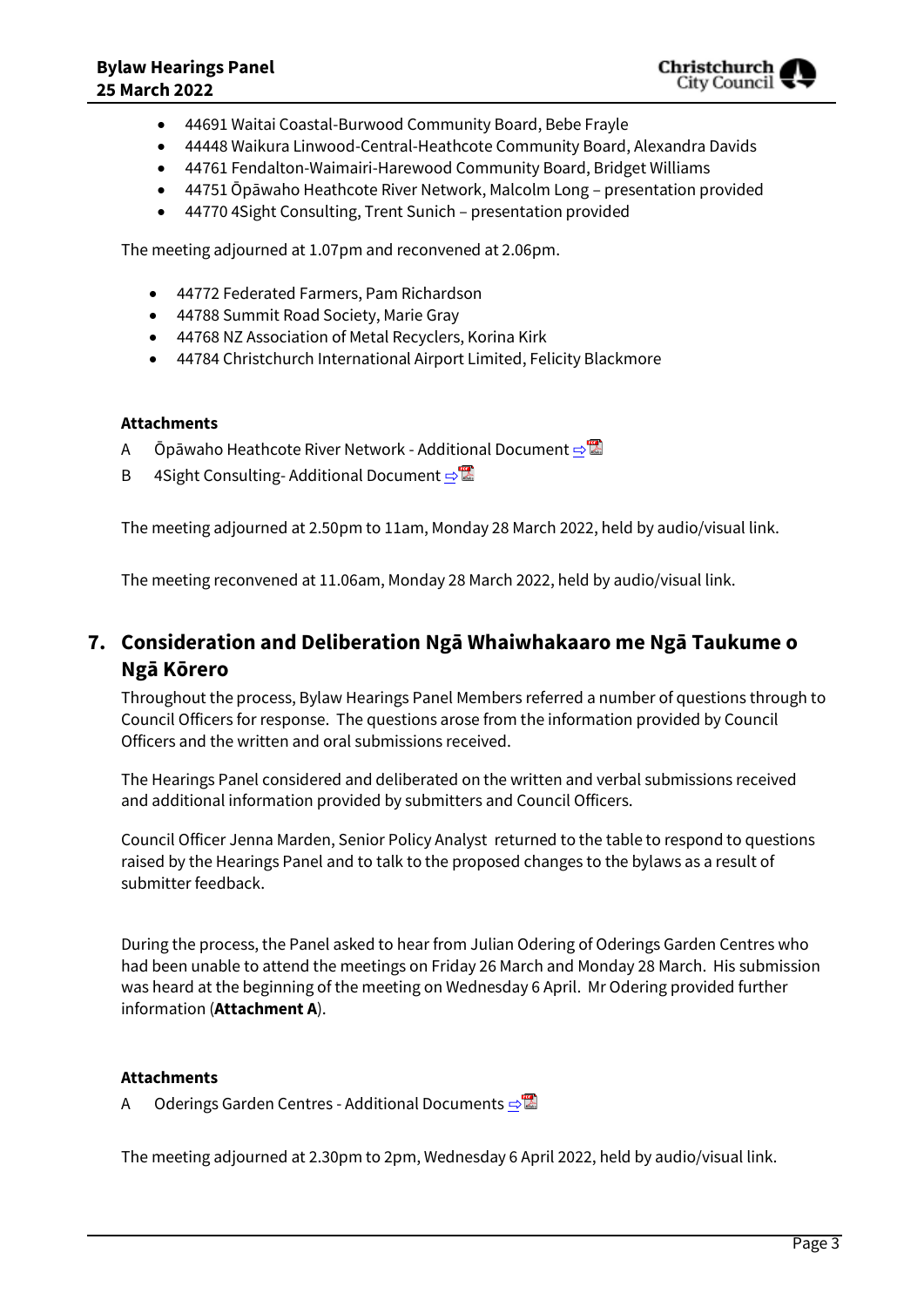- 44691 Waitai Coastal-Burwood Community Board, Bebe Frayle
- 44448 Waikura Linwood-Central-Heathcote Community Board, Alexandra Davids
- 44761 Fendalton-Waimairi-Harewood Community Board, Bridget Williams
- 44751 Ōpāwaho Heathcote River Network, Malcolm Long – presentation provided
- 44770 4Sight Consulting, Trent Sunich – presentation provided

The meeting adjourned at 1.07pm and reconvened at 2.06pm.

- 44772 Federated Farmers, Pam Richardson
- 44788 Summit Road Society, Marie Gray
- 44768 NZ Association of Metal Recyclers, Korina Kirk
- 44784 Christchurch International Airport Limited, Felicity Blackmore

**Attachments**

A Ōpāwaho Heathcote River Network - Additional Document ⇨

B 4Sight Consulting- Additional Document ⇨

The meeting adjourned at 2.50pm to 11am, Monday 28 March 2022, held by audio/visual link.

The meeting reconvened at 11.06am, Monday 28 March 2022, held by audio/visual link.

## 7. Consideration and Deliberation Ngā Whaiwhakaaro me Ngā Taukume o Ngā Kōrero

Throughout the process, Bylaw Hearings Panel Members referred a number of questions through to Council Officers for response. The questions arose from the information provided by Council Officers and the written and oral submissions received.

The Hearings Panel considered and deliberated on the written and verbal submissions received and additional information provided by submitters and Council Officers.

Council Officer Jenna Marden, Senior Policy Analyst returned to the table to respond to questions raised by the Hearings Panel and to talk to the proposed changes to the bylaws as a result of submitter feedback.

During the process, the Panel asked to hear from Julian Odering of Oderings Garden Centres who had been unable to attend the meetings on Friday 26 March and Monday 28 March. His submission was heard at the beginning of the meeting on Wednesday 6 April. Mr Odering provided further information (**Attachment A**).

**Attachments**

A Oderings Garden Centres - Additional Documents ⇨

The meeting adjourned at 2.30pm to 2pm, Wednesday 6 April 2022, held by audio/visual link.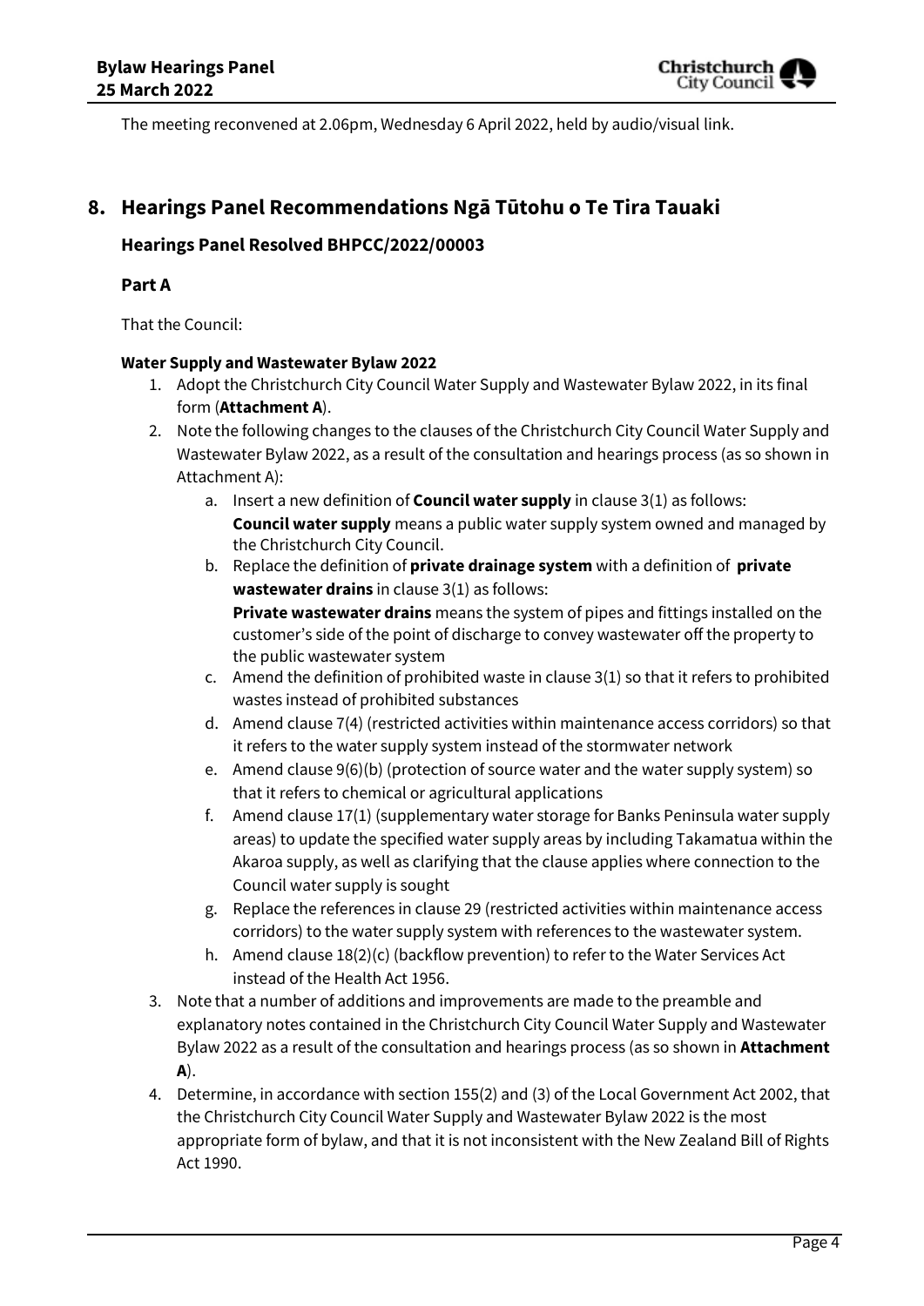The meeting reconvened at 2.06pm, Wednesday 6 April 2022, held by audio/visual link.

# 8. Hearings Panel Recommendations Ngā Tūtohu o Te Tira Tauaki

## Hearings Panel Resolved BHPCC/2022/00003

### Part A

That the Council:

**Water Supply and Wastewater Bylaw 2022**

1. Adopt the Christchurch City Council Water Supply and Wastewater Bylaw 2022, in its final form (**Attachment A**).
2. Note the following changes to the clauses of the Christchurch City Council Water Supply and Wastewater Bylaw 2022, as a result of the consultation and hearings process (as so shown in Attachment A):
   a. Insert a new definition of **Council water supply** in clause 3(1) as follows:
      **Council water supply** means a public water supply system owned and managed by the Christchurch City Council.
   b. Replace the definition of **private drainage system** with a definition of **private wastewater drains** in clause 3(1) as follows:
      **Private wastewater drains** means the system of pipes and fittings installed on the customer's side of the point of discharge to convey wastewater off the property to the public wastewater system
   c. Amend the definition of prohibited waste in clause 3(1) so that it refers to prohibited wastes instead of prohibited substances
   d. Amend clause 7(4) (restricted activities within maintenance access corridors) so that it refers to the water supply system instead of the stormwater network
   e. Amend clause 9(6)(b) (protection of source water and the water supply system) so that it refers to chemical or agricultural applications
   f. Amend clause 17(1) (supplementary water storage for Banks Peninsula water supply areas) to update the specified water supply areas by including Takamatua within the Akaroa supply, as well as clarifying that the clause applies where connection to the Council water supply is sought
   g. Replace the references in clause 29 (restricted activities within maintenance access corridors) to the water supply system with references to the wastewater system.
   h. Amend clause 18(2)(c) (backflow prevention) to refer to the Water Services Act instead of the Health Act 1956.
3. Note that a number of additions and improvements are made to the preamble and explanatory notes contained in the Christchurch City Council Water Supply and Wastewater Bylaw 2022 as a result of the consultation and hearings process (as so shown in **Attachment A**).
4. Determine, in accordance with section 155(2) and (3) of the Local Government Act 2002, that the Christchurch City Council Water Supply and Wastewater Bylaw 2022 is the most appropriate form of bylaw, and that it is not inconsistent with the New Zealand Bill of Rights Act 1990.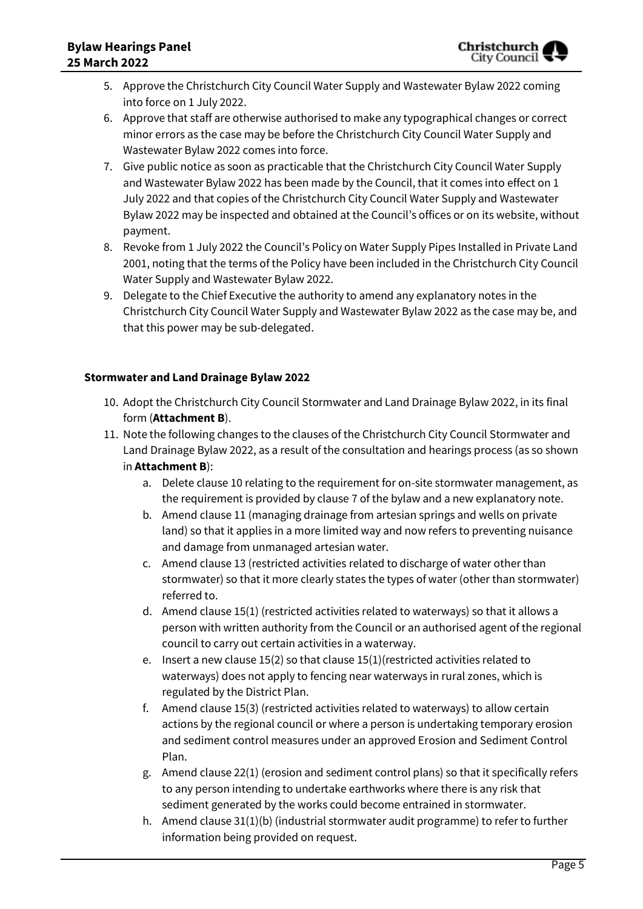5. Approve the Christchurch City Council Water Supply and Wastewater Bylaw 2022 coming into force on 1 July 2022.
6. Approve that staff are otherwise authorised to make any typographical changes or correct minor errors as the case may be before the Christchurch City Council Water Supply and Wastewater Bylaw 2022 comes into force.
7. Give public notice as soon as practicable that the Christchurch City Council Water Supply and Wastewater Bylaw 2022 has been made by the Council, that it comes into effect on 1 July 2022 and that copies of the Christchurch City Council Water Supply and Wastewater Bylaw 2022 may be inspected and obtained at the Council's offices or on its website, without payment.
8. Revoke from 1 July 2022 the Council's Policy on Water Supply Pipes Installed in Private Land 2001, noting that the terms of the Policy have been included in the Christchurch City Council Water Supply and Wastewater Bylaw 2022.
9. Delegate to the Chief Executive the authority to amend any explanatory notes in the Christchurch City Council Water Supply and Wastewater Bylaw 2022 as the case may be, and that this power may be sub-delegated.

**Stormwater and Land Drainage Bylaw 2022**

10. Adopt the Christchurch City Council Stormwater and Land Drainage Bylaw 2022, in its final form (**Attachment B**).
11. Note the following changes to the clauses of the Christchurch City Council Stormwater and Land Drainage Bylaw 2022, as a result of the consultation and hearings process (as so shown in **Attachment B**):
    a. Delete clause 10 relating to the requirement for on-site stormwater management, as the requirement is provided by clause 7 of the bylaw and a new explanatory note.
    b. Amend clause 11 (managing drainage from artesian springs and wells on private land) so that it applies in a more limited way and now refers to preventing nuisance and damage from unmanaged artesian water.
    c. Amend clause 13 (restricted activities related to discharge of water other than stormwater) so that it more clearly states the types of water (other than stormwater) referred to.
    d. Amend clause 15(1) (restricted activities related to waterways) so that it allows a person with written authority from the Council or an authorised agent of the regional council to carry out certain activities in a waterway.
    e. Insert a new clause 15(2) so that clause 15(1)(restricted activities related to waterways) does not apply to fencing near waterways in rural zones, which is regulated by the District Plan.
    f. Amend clause 15(3) (restricted activities related to waterways) to allow certain actions by the regional council or where a person is undertaking temporary erosion and sediment control measures under an approved Erosion and Sediment Control Plan.
    g. Amend clause 22(1) (erosion and sediment control plans) so that it specifically refers to any person intending to undertake earthworks where there is any risk that sediment generated by the works could become entrained in stormwater.
    h. Amend clause 31(1)(b) (industrial stormwater audit programme) to refer to further information being provided on request.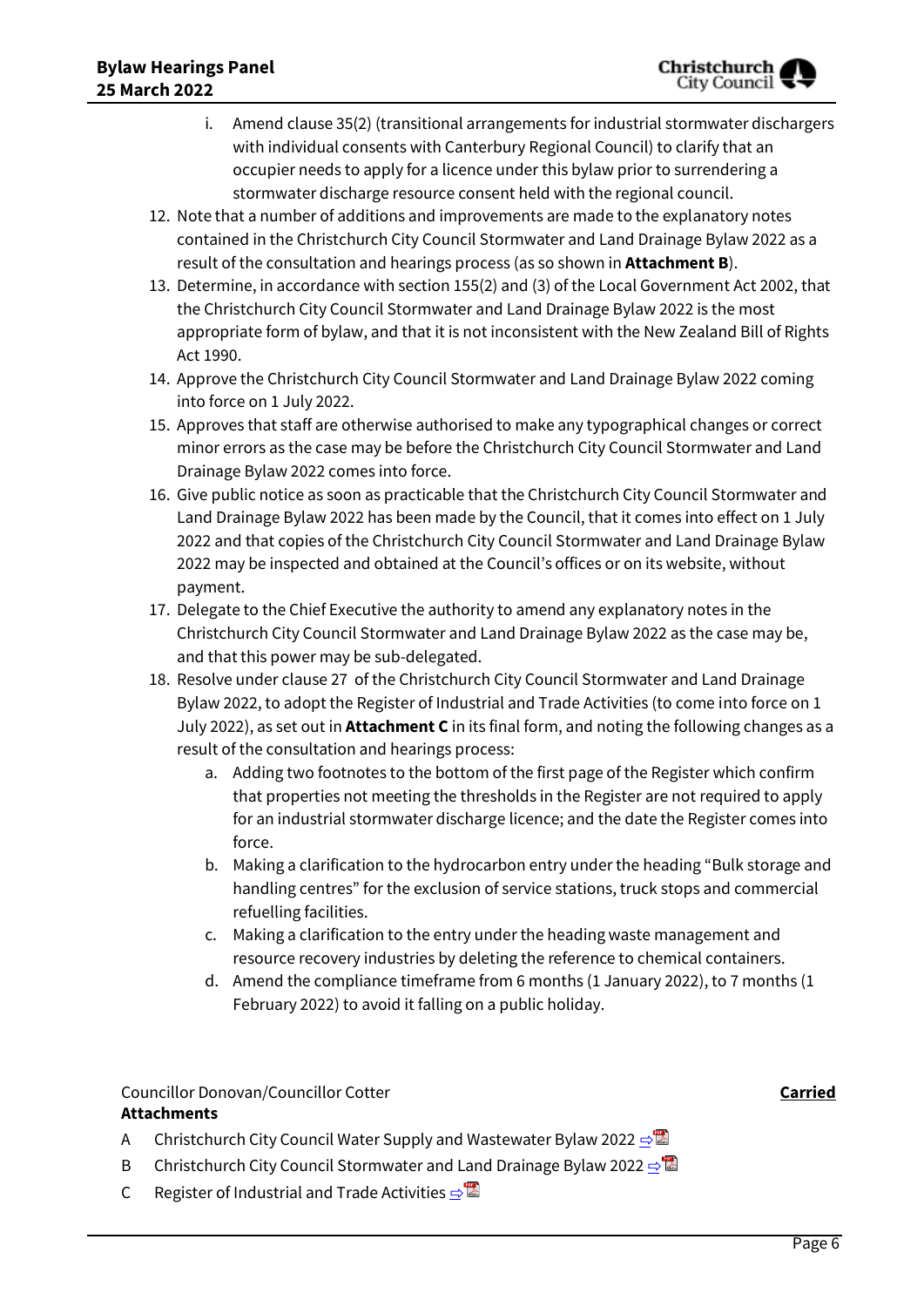i. Amend clause 35(2) (transitional arrangements for industrial stormwater dischargers with individual consents with Canterbury Regional Council) to clarify that an occupier needs to apply for a licence under this bylaw prior to surrendering a stormwater discharge resource consent held with the regional council.

12. Note that a number of additions and improvements are made to the explanatory notes contained in the Christchurch City Council Stormwater and Land Drainage Bylaw 2022 as a result of the consultation and hearings process (as so shown in **Attachment B**).
13. Determine, in accordance with section 155(2) and (3) of the Local Government Act 2002, that the Christchurch City Council Stormwater and Land Drainage Bylaw 2022 is the most appropriate form of bylaw, and that it is not inconsistent with the New Zealand Bill of Rights Act 1990.
14. Approve the Christchurch City Council Stormwater and Land Drainage Bylaw 2022 coming into force on 1 July 2022.
15. Approves that staff are otherwise authorised to make any typographical changes or correct minor errors as the case may be before the Christchurch City Council Stormwater and Land Drainage Bylaw 2022 comes into force.
16. Give public notice as soon as practicable that the Christchurch City Council Stormwater and Land Drainage Bylaw 2022 has been made by the Council, that it comes into effect on 1 July 2022 and that copies of the Christchurch City Council Stormwater and Land Drainage Bylaw 2022 may be inspected and obtained at the Council's offices or on its website, without payment.
17. Delegate to the Chief Executive the authority to amend any explanatory notes in the Christchurch City Council Stormwater and Land Drainage Bylaw 2022 as the case may be, and that this power may be sub-delegated.
18. Resolve under clause 27 of the Christchurch City Council Stormwater and Land Drainage Bylaw 2022, to adopt the Register of Industrial and Trade Activities (to come into force on 1 July 2022), as set out in **Attachment C** in its final form, and noting the following changes as a result of the consultation and hearings process:
    a. Adding two footnotes to the bottom of the first page of the Register which confirm that properties not meeting the thresholds in the Register are not required to apply for an industrial stormwater discharge licence; and the date the Register comes into force.
    b. Making a clarification to the hydrocarbon entry under the heading "Bulk storage and handling centres" for the exclusion of service stations, truck stops and commercial refuelling facilities.
    c. Making a clarification to the entry under the heading waste management and resource recovery industries by deleting the reference to chemical containers.
    d. Amend the compliance timeframe from 6 months (1 January 2022), to 7 months (1 February 2022) to avoid it falling on a public holiday.

Councillor Donovan/Councillor Cotter **Carried**

**Attachments**

A Christchurch City Council Water Supply and Wastewater Bylaw 2022

B Christchurch City Council Stormwater and Land Drainage Bylaw 2022

C Register of Industrial and Trade Activities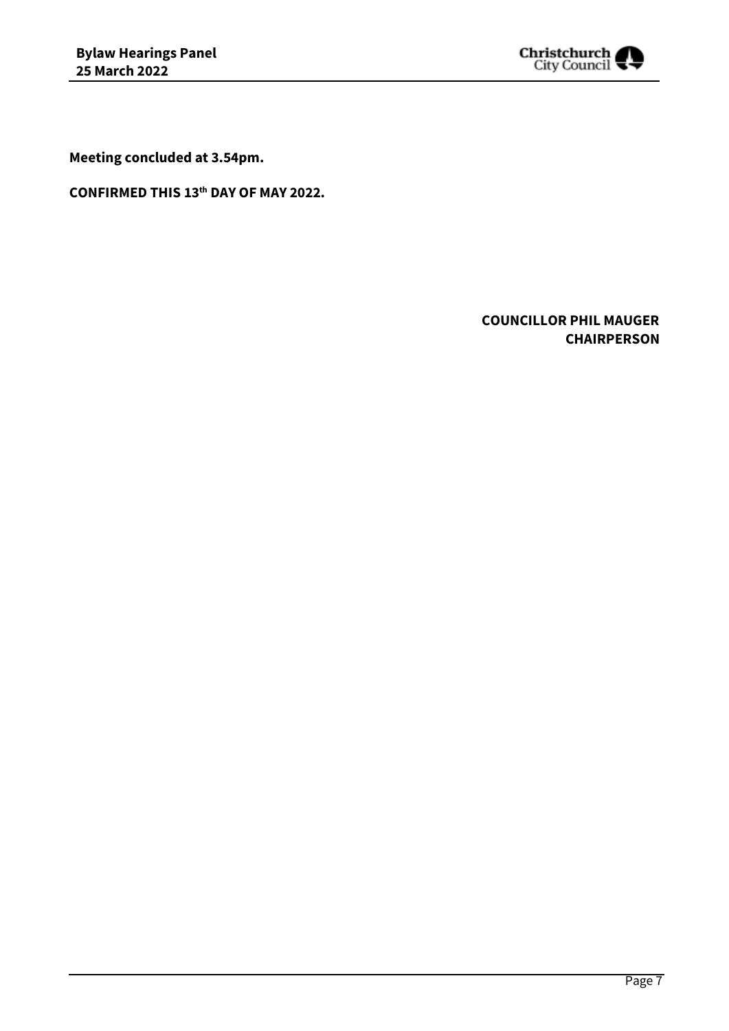**Meeting concluded at 3.54pm.**

**CONFIRMED THIS 13th DAY OF MAY 2022.**

**COUNCILLOR PHIL MAUGER**
**CHAIRPERSON**